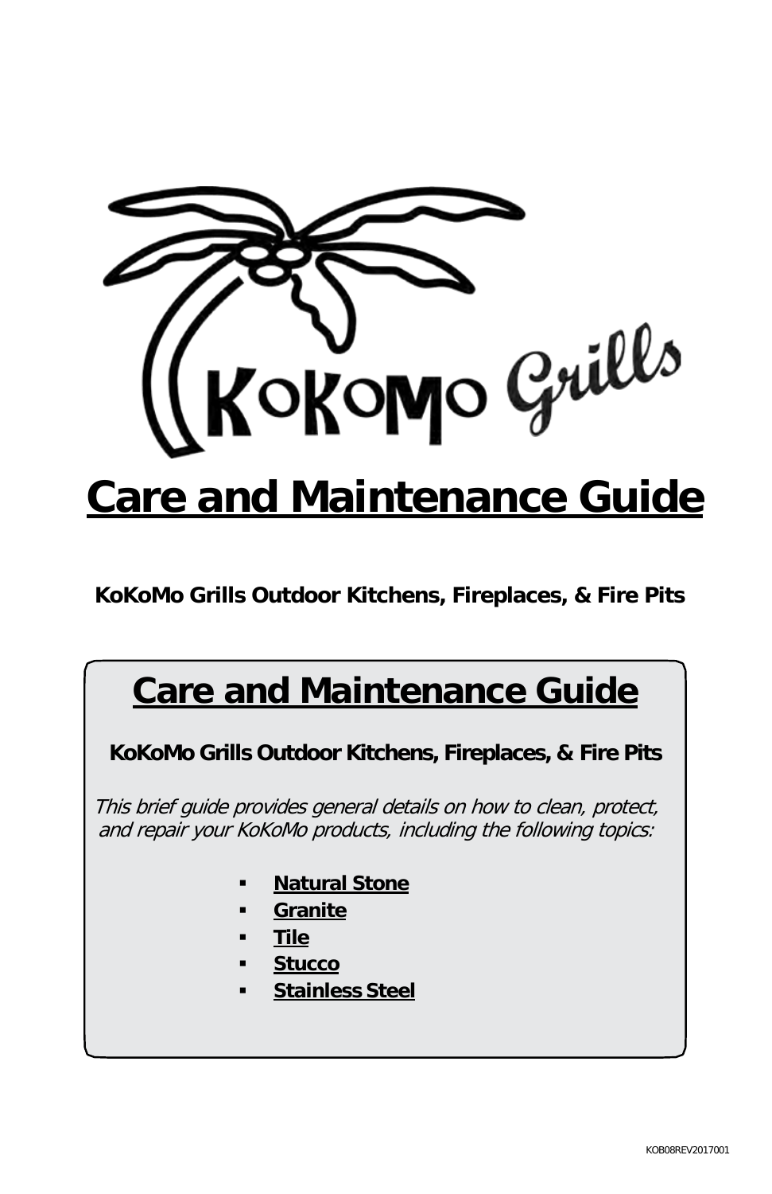# Care and Maintenance Guide

**KoKoMo Grills Outdoor Kitchens, Fireplaces, & Fire Pits**

## Care and Maintenance Guide

**KoKoMo Grills Outdoor Kitchens, Fireplaces, & Fire Pits**

*This brief guide provides general details on how to clean, protect, and repair your KoKoMo products, including the following topics:*

- **Natural Stone**
- **Granite**
- **Tile**
- **Stucco**
- **Stainless Steel**

KOB08REV2017001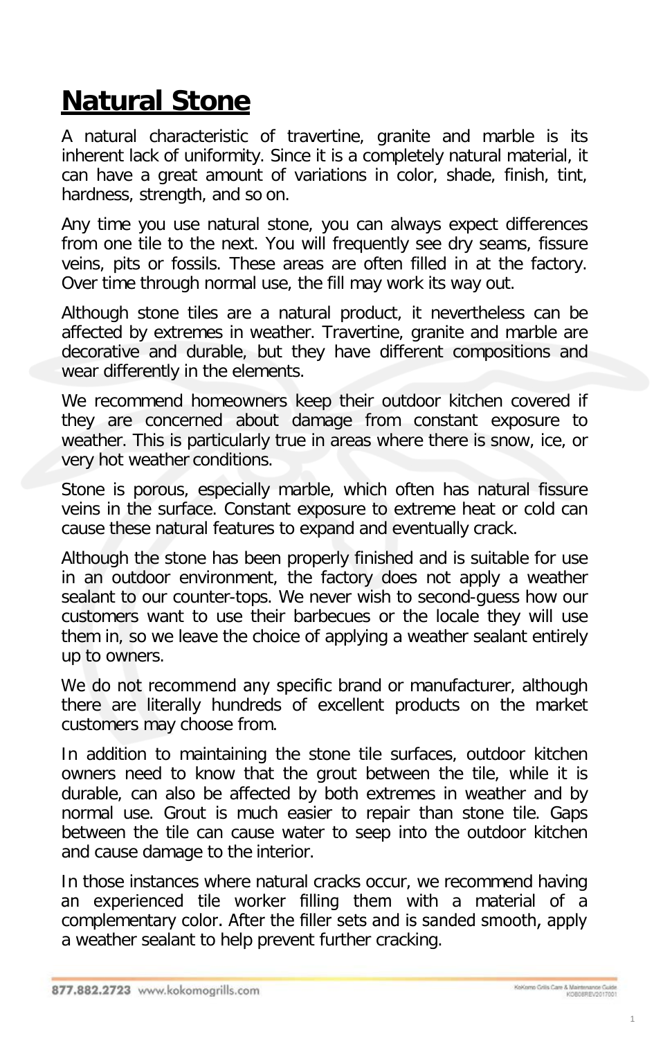# **Natural Stone**

A natural characteristic of travertine, granite and marble is its inherent lack of uniformity. Since it is a completely natural material, it can have a great amount of variations in color, shade, finish, tint, hardness, strength, and so on.

Any time you use natural stone, you can always expect differences from one tile to the next. You will frequently see dry seams, fissure veins, pits or fossils. These areas are often filled in at the factory. Over time through normal use, the fill may work its way out.

Although stone tiles are a natural product, it nevertheless can be affected by extremes in weather. Travertine, granite and marble are decorative and durable, but they have different compositions and wear differently in the elements.

We recommend homeowners keep their outdoor kitchen covered if they are concerned about damage from constant exposure to weather. This is particularly true in areas where there is snow, ice, or very hot weather conditions.

Stone is porous, especially marble, which often has natural fissure veins in the surface. Constant exposure to extreme heat or cold can cause these natural features to expand and eventually crack.

Although the stone has been properly finished and is suitable for use in an outdoor environment, the factory does not apply a weather sealant to our counter-tops. We never wish to second-guess how our customers want to use their barbecues or the locale they will use them in, so we leave the choice of applying a weather sealant entirely up to owners.

We do not recommend any specific brand or manufacturer, although there are literally hundreds of excellent products on the market customers may choose from.

In addition to maintaining the stone tile surfaces, outdoor kitchen owners need to know that the grout between the tile, while it is durable, can also be affected by both extremes in weather and by normal use. Grout is much easier to repair than stone tile. Gaps between the tile can cause water to seep into the outdoor kitchen and cause damage to the interior.

In those instances where natural cracks occur, we recommend having an experienced tile worker filling them with a material of a complementary color. After the filler sets and is sanded smooth, apply a weather sealant to help prevent further cracking.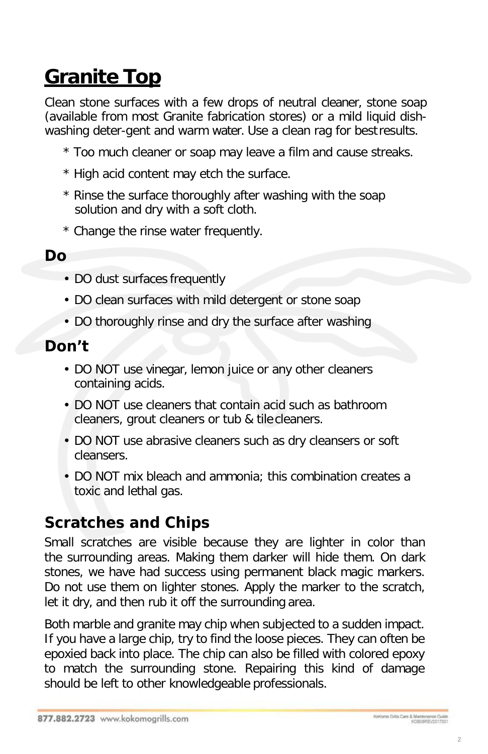# Granite Top

Clean stone surfaces with a few drops of neutral cleaner, stone soap (available from most Granite fabrication stores) or a mild liquid dish-washing deter-gent and warm water. Use a clean rag for best results.

* Too much cleaner or soap may leave a film and cause streaks.

* High acid content may etch the surface.

* Rinse the surface thoroughly after washing with the soap solution and dry with a soft cloth.

* Change the rinse water frequently.

## Do

- DO dust surfaces frequently
- DO clean surfaces with mild detergent or stone soap
- DO thoroughly rinse and dry the surface after washing

## Don't

- DO NOT use vinegar, lemon juice or any other cleaners containing acids.
- DO NOT use cleaners that contain acid such as bathroom cleaners, grout cleaners or tub & tile cleaners.
- DO NOT use abrasive cleaners such as dry cleansers or soft cleansers.
- DO NOT mix bleach and ammonia; this combination creates a toxic and lethal gas.

## Scratches and Chips

Small scratches are visible because they are lighter in color than the surrounding areas. Making them darker will hide them. On dark stones, we have had success using permanent black magic markers. Do not use them on lighter stones. Apply the marker to the scratch, let it dry, and then rub it off the surrounding area.

Both marble and granite may chip when subjected to a sudden impact. If you have a large chip, try to find the loose pieces. They can often be epoxied back into place. The chip can also be filled with colored epoxy to match the surrounding stone. Repairing this kind of damage should be left to other knowledgeable professionals.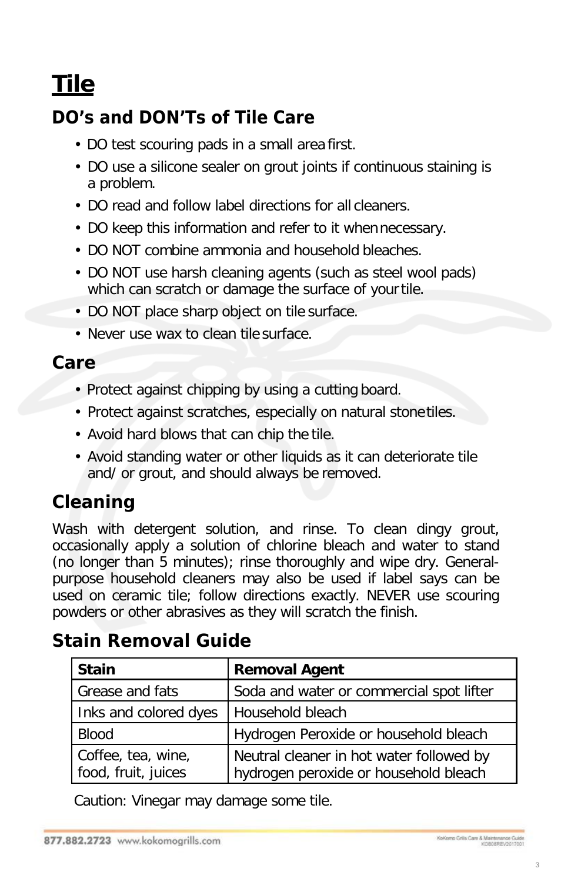# Tile

## DO's and DON'Ts of Tile Care

- DO test scouring pads in a small area first.
- DO use a silicone sealer on grout joints if continuous staining is a problem.
- DO read and follow label directions for all cleaners.
- DO keep this information and refer to it when necessary.
- DO NOT combine ammonia and household bleaches.
- DO NOT use harsh cleaning agents (such as steel wool pads) which can scratch or damage the surface of your tile.
- DO NOT place sharp object on tile surface.
- Never use wax to clean tile surface.

## Care

- Protect against chipping by using a cutting board.
- Protect against scratches, especially on natural stone tiles.
- Avoid hard blows that can chip the tile.
- Avoid standing water or other liquids as it can deteriorate tile and/ or grout, and should always be removed.

## Cleaning

Wash with detergent solution, and rinse. To clean dingy grout, occasionally apply a solution of chlorine bleach and water to stand (no longer than 5 minutes); rinse thoroughly and wipe dry. General-purpose household cleaners may also be used if label says can be used on ceramic tile; follow directions exactly. NEVER use scouring powders or other abrasives as they will scratch the finish.

## Stain Removal Guide

| Stain | Removal Agent |
|---|---|
| Grease and fats | Soda and water or commercial spot lifter |
| Inks and colored dyes | Household bleach |
| Blood | Hydrogen Peroxide or household bleach |
| Coffee, tea, wine, food, fruit, juices | Neutral cleaner in hot water followed by hydrogen peroxide or household bleach |

Caution: Vinegar may damage some tile.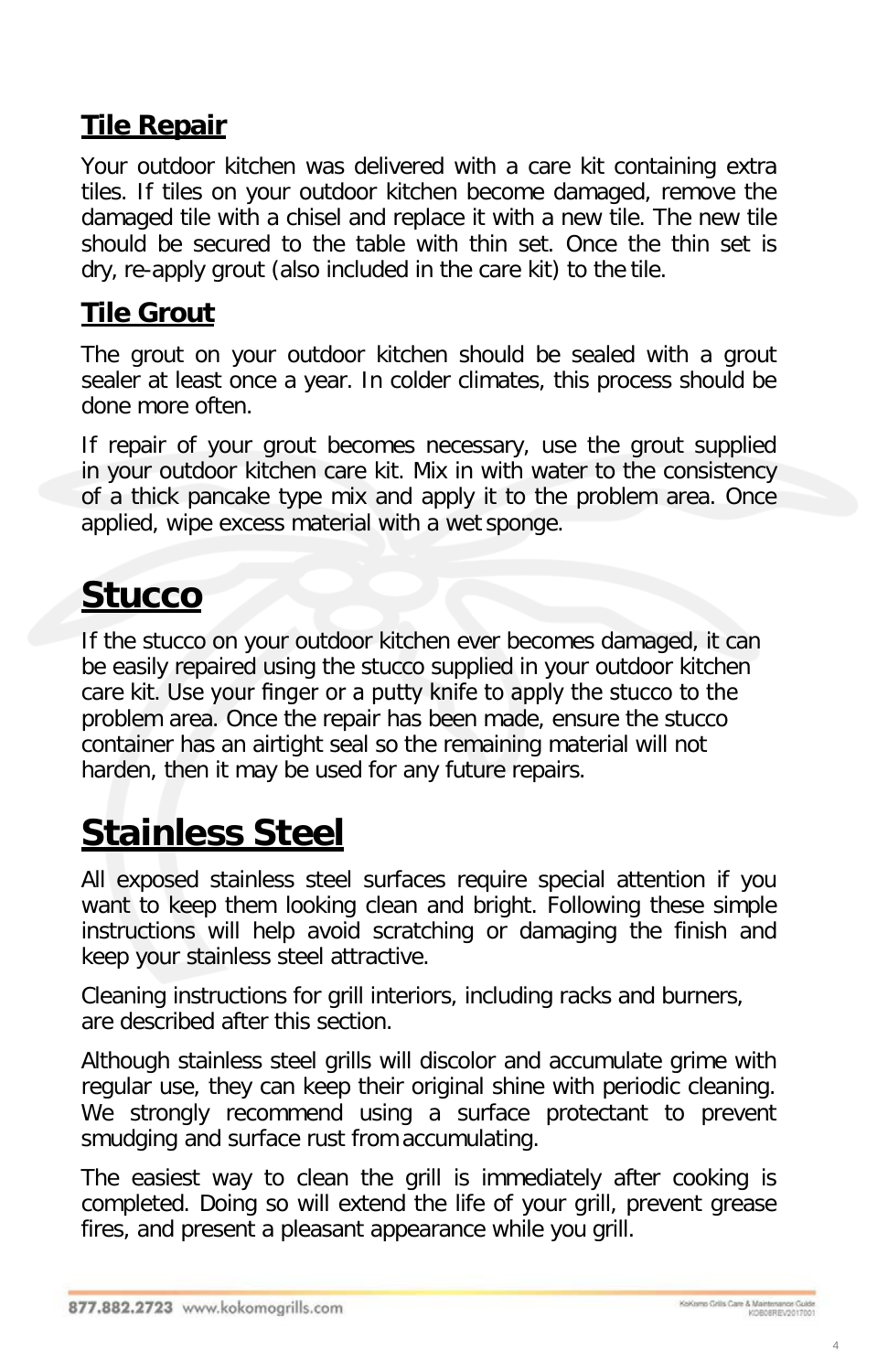## Tile Repair

Your outdoor kitchen was delivered with a care kit containing extra tiles. If tiles on your outdoor kitchen become damaged, remove the damaged tile with a chisel and replace it with a new tile. The new tile should be secured to the table with thin set. Once the thin set is dry, re-apply grout (also included in the care kit) to the tile.

## Tile Grout

The grout on your outdoor kitchen should be sealed with a grout sealer at least once a year. In colder climates, this process should be done more often.

If repair of your grout becomes necessary, use the grout supplied in your outdoor kitchen care kit. Mix in with water to the consistency of a thick pancake type mix and apply it to the problem area. Once applied, wipe excess material with a wet sponge.

# Stucco

If the stucco on your outdoor kitchen ever becomes damaged, it can be easily repaired using the stucco supplied in your outdoor kitchen care kit. Use your finger or a putty knife to apply the stucco to the problem area. Once the repair has been made, ensure the stucco container has an airtight seal so the remaining material will not harden, then it may be used for any future repairs.

# Stainless Steel

All exposed stainless steel surfaces require special attention if you want to keep them looking clean and bright. Following these simple instructions will help avoid scratching or damaging the finish and keep your stainless steel attractive.

Cleaning instructions for grill interiors, including racks and burners, are described after this section.

Although stainless steel grills will discolor and accumulate grime with regular use, they can keep their original shine with periodic cleaning. We strongly recommend using a surface protectant to prevent smudging and surface rust from accumulating.

The easiest way to clean the grill is immediately after cooking is completed. Doing so will extend the life of your grill, prevent grease fires, and present a pleasant appearance while you grill.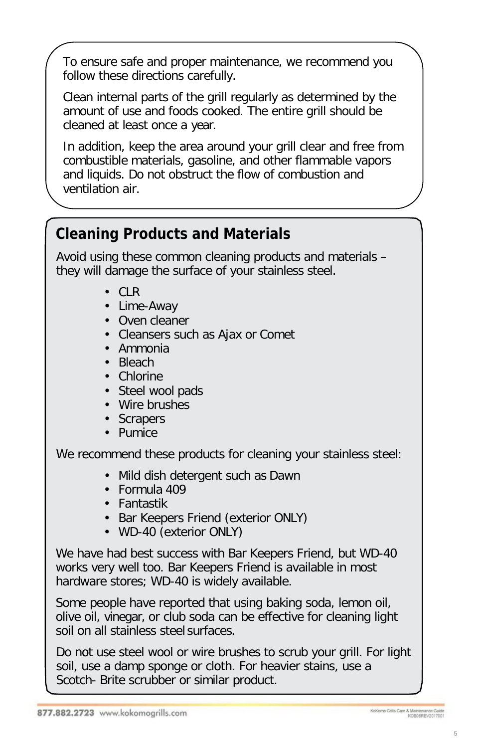To ensure safe and proper maintenance, we recommend you follow these directions carefully.

Clean internal parts of the grill regularly as determined by the amount of use and foods cooked. The entire grill should be cleaned at least once a year.

In addition, keep the area around your grill clear and free from combustible materials, gasoline, and other flammable vapors and liquids. Do not obstruct the flow of combustion and ventilation air.

## Cleaning Products and Materials

Avoid using these common cleaning products and materials – they will damage the surface of your stainless steel.

- CLR
- Lime-Away
- Oven cleaner
- Cleansers such as Ajax or Comet
- Ammonia
- Bleach
- Chlorine
- Steel wool pads
- Wire brushes
- Scrapers
- Pumice

We recommend these products for cleaning your stainless steel:

- Mild dish detergent such as Dawn
- Formula 409
- Fantastik
- Bar Keepers Friend (exterior ONLY)
- WD-40 (exterior ONLY)

We have had best success with Bar Keepers Friend, but WD-40 works very well too. Bar Keepers Friend is available in most hardware stores; WD-40 is widely available.

Some people have reported that using baking soda, lemon oil, olive oil, vinegar, or club soda can be effective for cleaning light soil on all stainless steel surfaces.

Do not use steel wool or wire brushes to scrub your grill. For light soil, use a damp sponge or cloth. For heavier stains, use a Scotch- Brite scrubber or similar product.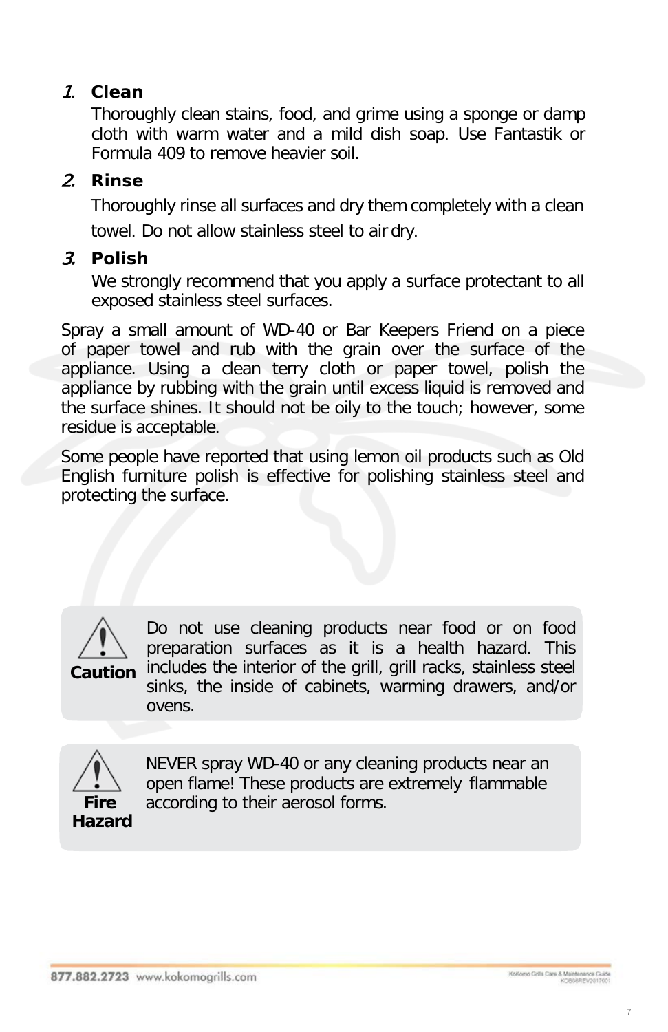1. **Clean**

   Thoroughly clean stains, food, and grime using a sponge or damp cloth with warm water and a mild dish soap. Use Fantastik or Formula 409 to remove heavier soil.

2. **Rinse**

   Thoroughly rinse all surfaces and dry them completely with a clean towel. Do not allow stainless steel to air dry.

3. **Polish**

   We strongly recommend that you apply a surface protectant to all exposed stainless steel surfaces.

Spray a small amount of WD-40 or Bar Keepers Friend on a piece of paper towel and rub with the grain over the surface of the appliance. Using a clean terry cloth or paper towel, polish the appliance by rubbing with the grain until excess liquid is removed and the surface shines. It should not be oily to the touch; however, some residue is acceptable.

Some people have reported that using lemon oil products such as Old English furniture polish is effective for polishing stainless steel and protecting the surface.

> **Caution**
>
> Do not use cleaning products near food or on food preparation surfaces as it is a health hazard. This includes the interior of the grill, grill racks, stainless steel sinks, the inside of cabinets, warming drawers, and/or ovens.

> **Fire Hazard**
>
> NEVER spray WD-40 or any cleaning products near an open flame! These products are extremely flammable according to their aerosol forms.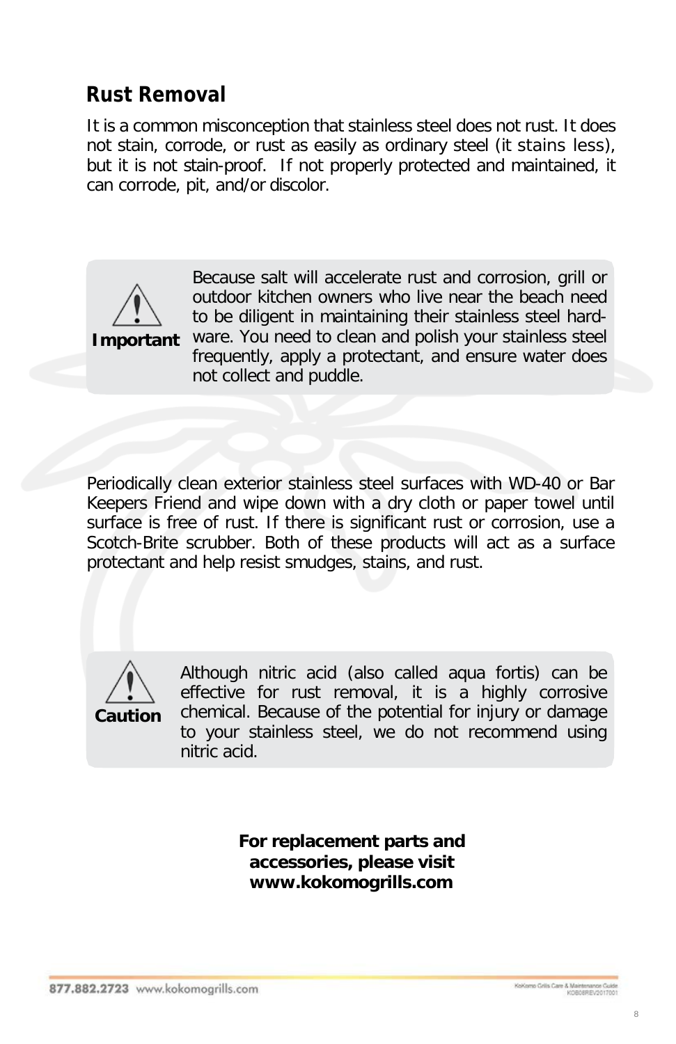## Rust Removal

It is a common misconception that stainless steel does not rust. It does not stain, corrode, or rust as easily as ordinary steel (it stains less), but it is not stain-proof. If not properly protected and maintained, it can corrode, pit, and/or discolor.

**Important** Because salt will accelerate rust and corrosion, grill or outdoor kitchen owners who live near the beach need to be diligent in maintaining their stainless steel hardware. You need to clean and polish your stainless steel frequently, apply a protectant, and ensure water does not collect and puddle.

Periodically clean exterior stainless steel surfaces with WD-40 or Bar Keepers Friend and wipe down with a dry cloth or paper towel until surface is free of rust. If there is significant rust or corrosion, use a Scotch-Brite scrubber. Both of these products will act as a surface protectant and help resist smudges, stains, and rust.

**Caution** Although nitric acid (also called aqua fortis) can be effective for rust removal, it is a highly corrosive chemical. Because of the potential for injury or damage to your stainless steel, we do not recommend using nitric acid.

**For replacement parts and accessories, please visit www.kokomogrills.com**